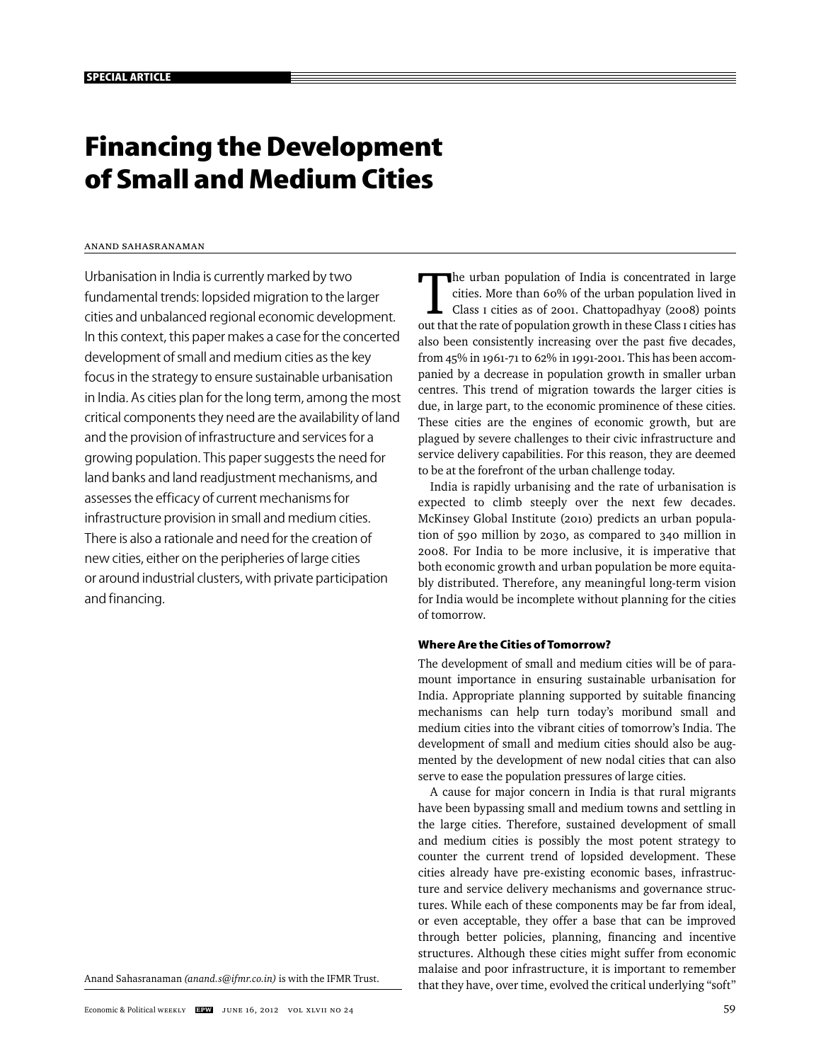SPECIAL ARTICLE

# Financing the Development of Small and Medium Cities

ANAND SAHASRANAMAN

Urbanisation in India is currently marked by two fundamental trends: lopsided migration to the larger cities and unbalanced regional economic development. In this context, this paper makes a case for the concerted development of small and medium cities as the key focus in the strategy to ensure sustainable urbanisation in India. As cities plan for the long term, among the most critical components they need are the availability of land and the provision of infrastructure and services for a growing population. This paper suggests the need for land banks and land readjustment mechanisms, and assesses the efficacy of current mechanisms for infrastructure provision in small and medium cities. There is also a rationale and need for the creation of new cities, either on the peripheries of large cities or around industrial clusters, with private participation and financing.

Anand Sahasranaman *(anand.s@ifmr.co.in)* is with the IFMR Trust.

The urban population of India is concentrated in large cities. More than 60% of the urban population lived in Class I cities as of 2001. Chattopadhyay (2008) points out that the rate of population growth in these Class I cities has also been consistently increasing over the past five decades, from 45% in 1961-71 to 62% in 1991-2001. This has been accompanied by a decrease in population growth in smaller urban centres. This trend of migration towards the larger cities is due, in large part, to the economic prominence of these cities. These cities are the engines of economic growth, but are plagued by severe challenges to their civic infrastructure and service delivery capabilities. For this reason, they are deemed to be at the forefront of the urban challenge today.

India is rapidly urbanising and the rate of urbanisation is expected to climb steeply over the next few decades. McKinsey Global Institute (2010) predicts an urban population of 590 million by 2030, as compared to 340 million in 2008. For India to be more inclusive, it is imperative that both economic growth and urban population be more equitably distributed. Therefore, any meaningful long-term vision for India would be incomplete without planning for the cities of tomorrow.

#### Where Are the Cities of Tomorrow?

The development of small and medium cities will be of paramount importance in ensuring sustainable urbanisation for India. Appropriate planning supported by suitable financing mechanisms can help turn today's moribund small and medium cities into the vibrant cities of tomorrow's India. The development of small and medium cities should also be augmented by the development of new nodal cities that can also serve to ease the population pressures of large cities.

A cause for major concern in India is that rural migrants have been bypassing small and medium towns and settling in the large cities. Therefore, sustained development of small and medium cities is possibly the most potent strategy to counter the current trend of lopsided development. These cities already have pre-existing economic bases, infrastructure and service delivery mechanisms and governance structures. While each of these components may be far from ideal, or even acceptable, they offer a base that can be improved through better policies, planning, financing and incentive structures. Although these cities might suffer from economic malaise and poor infrastructure, it is important to remember that they have, over time, evolved the critical underlying "soft"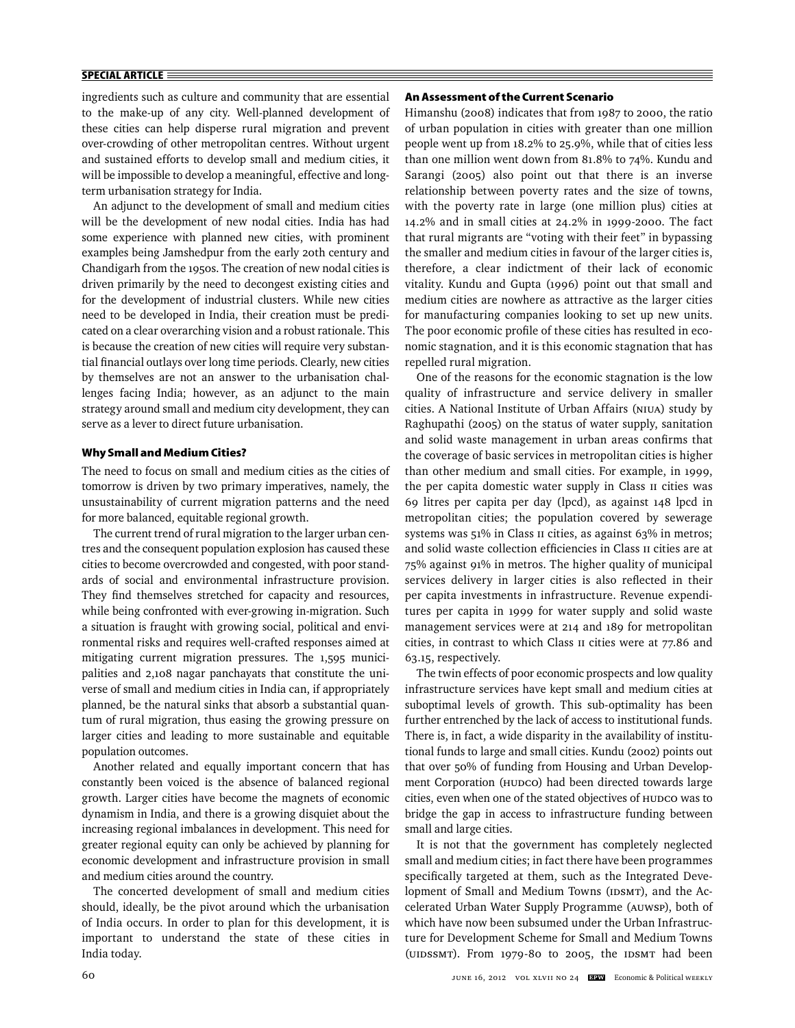ingredients such as culture and community that are essential to the make-up of any city. Well-planned development of these cities can help disperse rural migration and prevent over-crowding of other metropolitan centres. Without urgent and sustained efforts to develop small and medium cities, it will be impossible to develop a meaningful, effective and long-term urbanisation strategy for India.

An adjunct to the development of small and medium cities will be the development of new nodal cities. India has had some experience with planned new cities, with prominent examples being Jamshedpur from the early 20th century and Chandigarh from the 1950s. The creation of new nodal cities is driven primarily by the need to decongest existing cities and for the development of industrial clusters. While new cities need to be developed in India, their creation must be predicated on a clear overarching vision and a robust rationale. This is because the creation of new cities will require very substantial financial outlays over long time periods. Clearly, new cities by themselves are not an answer to the urbanisation challenges facing India; however, as an adjunct to the main strategy around small and medium city development, they can serve as a lever to direct future urbanisation.

### Why Small and Medium Cities?

The need to focus on small and medium cities as the cities of tomorrow is driven by two primary imperatives, namely, the unsustainability of current migration patterns and the need for more balanced, equitable regional growth.

The current trend of rural migration to the larger urban centres and the consequent population explosion has caused these cities to become overcrowded and congested, with poor standards of social and environmental infrastructure provision. They find themselves stretched for capacity and resources, while being confronted with ever-growing in-migration. Such a situation is fraught with growing social, political and environmental risks and requires well-crafted responses aimed at mitigating current migration pressures. The 1,595 municipalities and 2,108 nagar panchayats that constitute the universe of small and medium cities in India can, if appropriately planned, be the natural sinks that absorb a substantial quantum of rural migration, thus easing the growing pressure on larger cities and leading to more sustainable and equitable population outcomes.

Another related and equally important concern that has constantly been voiced is the absence of balanced regional growth. Larger cities have become the magnets of economic dynamism in India, and there is a growing disquiet about the increasing regional imbalances in development. This need for greater regional equity can only be achieved by planning for economic development and infrastructure provision in small and medium cities around the country.

The concerted development of small and medium cities should, ideally, be the pivot around which the urbanisation of India occurs. In order to plan for this development, it is important to understand the state of these cities in India today.

### An Assessment of the Current Scenario

Himanshu (2008) indicates that from 1987 to 2000, the ratio of urban population in cities with greater than one million people went up from 18.2% to 25.9%, while that of cities less than one million went down from 81.8% to 74%. Kundu and Sarangi (2005) also point out that there is an inverse relationship between poverty rates and the size of towns, with the poverty rate in large (one million plus) cities at 14.2% and in small cities at 24.2% in 1999-2000. The fact that rural migrants are "voting with their feet" in bypassing the smaller and medium cities in favour of the larger cities is, therefore, a clear indictment of their lack of economic vitality. Kundu and Gupta (1996) point out that small and medium cities are nowhere as attractive as the larger cities for manufacturing companies looking to set up new units. The poor economic profile of these cities has resulted in economic stagnation, and it is this economic stagnation that has repelled rural migration.

One of the reasons for the economic stagnation is the low quality of infrastructure and service delivery in smaller cities. A National Institute of Urban Affairs (NIUA) study by Raghupathi (2005) on the status of water supply, sanitation and solid waste management in urban areas confirms that the coverage of basic services in metropolitan cities is higher than other medium and small cities. For example, in 1999, the per capita domestic water supply in Class II cities was 69 litres per capita per day (lpcd), as against 148 lpcd in metropolitan cities; the population covered by sewerage systems was 51% in Class II cities, as against 63% in metros; and solid waste collection efficiencies in Class II cities are at 75% against 91% in metros. The higher quality of municipal services delivery in larger cities is also reflected in their per capita investments in infrastructure. Revenue expenditures per capita in 1999 for water supply and solid waste management services were at 214 and 189 for metropolitan cities, in contrast to which Class II cities were at 77.86 and 63.15, respectively.

The twin effects of poor economic prospects and low quality infrastructure services have kept small and medium cities at suboptimal levels of growth. This sub-optimality has been further entrenched by the lack of access to institutional funds. There is, in fact, a wide disparity in the availability of institutional funds to large and small cities. Kundu (2002) points out that over 50% of funding from Housing and Urban Development Corporation (HUDCO) had been directed towards large cities, even when one of the stated objectives of HUDCO was to bridge the gap in access to infrastructure funding between small and large cities.

It is not that the government has completely neglected small and medium cities; in fact there have been programmes specifically targeted at them, such as the Integrated Development of Small and Medium Towns (IDSMT), and the Accelerated Urban Water Supply Programme (AUWSP), both of which have now been subsumed under the Urban Infrastructure for Development Scheme for Small and Medium Towns (UIDSSMT). From 1979-80 to 2005, the IDSMT had been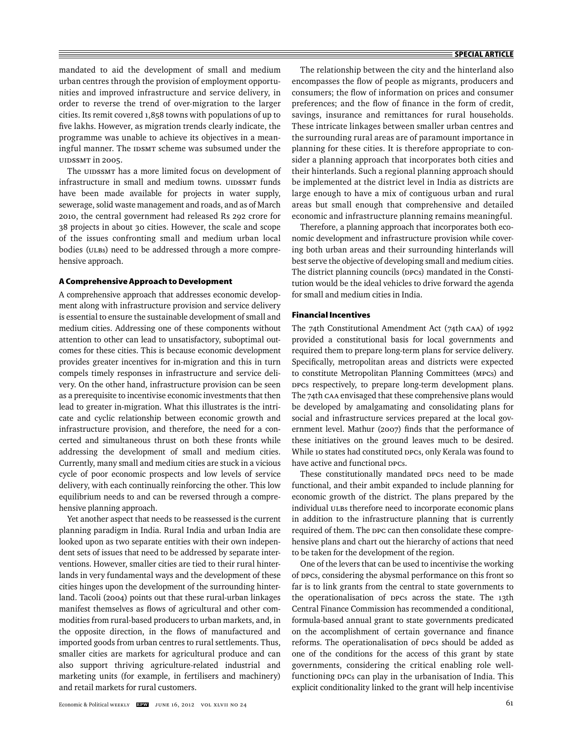mandated to aid the development of small and medium urban centres through the provision of employment opportunities and improved infrastructure and service delivery, in order to reverse the trend of over-migration to the larger cities. Its remit covered 1,858 towns with populations of up to five lakhs. However, as migration trends clearly indicate, the programme was unable to achieve its objectives in a meaningful manner. The IDSMT scheme was subsumed under the UIDSSMT in 2005.

The UIDSSMT has a more limited focus on development of infrastructure in small and medium towns. UIDSSMT funds have been made available for projects in water supply, sewerage, solid waste management and roads, and as of March 2010, the central government had released Rs 292 crore for 38 projects in about 30 cities. However, the scale and scope of the issues confronting small and medium urban local bodies (ULBs) need to be addressed through a more comprehensive approach.

### A Comprehensive Approach to Development

A comprehensive approach that addresses economic development along with infrastructure provision and service delivery is essential to ensure the sustainable development of small and medium cities. Addressing one of these components without attention to other can lead to unsatisfactory, suboptimal outcomes for these cities. This is because economic development provides greater incentives for in-migration and this in turn compels timely responses in infrastructure and service delivery. On the other hand, infrastructure provision can be seen as a prerequisite to incentivise economic investments that then lead to greater in-migration. What this illustrates is the intricate and cyclic relationship between economic growth and infrastructure provision, and therefore, the need for a concerted and simultaneous thrust on both these fronts while addressing the development of small and medium cities. Currently, many small and medium cities are stuck in a vicious cycle of poor economic prospects and low levels of service delivery, with each continually reinforcing the other. This low equilibrium needs to and can be reversed through a comprehensive planning approach.

Yet another aspect that needs to be reassessed is the current planning paradigm in India. Rural India and urban India are looked upon as two separate entities with their own independent sets of issues that need to be addressed by separate interventions. However, smaller cities are tied to their rural hinterlands in very fundamental ways and the development of these cities hinges upon the development of the surrounding hinterland. Tacoli (2004) points out that these rural-urban linkages manifest themselves as flows of agricultural and other commodities from rural-based producers to urban markets, and, in the opposite direction, in the flows of manufactured and imported goods from urban centres to rural settlements. Thus, smaller cities are markets for agricultural produce and can also support thriving agriculture-related industrial and marketing units (for example, in fertilisers and machinery) and retail markets for rural customers.

The relationship between the city and the hinterland also encompasses the flow of people as migrants, producers and consumers; the flow of information on prices and consumer preferences; and the flow of finance in the form of credit, savings, insurance and remittances for rural households. These intricate linkages between smaller urban centres and the surrounding rural areas are of paramount importance in planning for these cities. It is therefore appropriate to consider a planning approach that incorporates both cities and their hinterlands. Such a regional planning approach should be implemented at the district level in India as districts are large enough to have a mix of contiguous urban and rural areas but small enough that comprehensive and detailed economic and infrastructure planning remains meaningful.

Therefore, a planning approach that incorporates both economic development and infrastructure provision while covering both urban areas and their surrounding hinterlands will best serve the objective of developing small and medium cities. The district planning councils (DPCs) mandated in the Constitution would be the ideal vehicles to drive forward the agenda for small and medium cities in India.

### Financial Incentives

The 74th Constitutional Amendment Act (74th CAA) of 1992 provided a constitutional basis for local governments and required them to prepare long-term plans for service delivery. Specifically, metropolitan areas and districts were expected to constitute Metropolitan Planning Committees (MPCs) and DPCs respectively, to prepare long-term development plans. The 74th CAA envisaged that these comprehensive plans would be developed by amalgamating and consolidating plans for social and infrastructure services prepared at the local government level. Mathur (2007) finds that the performance of these initiatives on the ground leaves much to be desired. While 10 states had constituted DPCs, only Kerala was found to have active and functional DPCs.

These constitutionally mandated DPCs need to be made functional, and their ambit expanded to include planning for economic growth of the district. The plans prepared by the individual ULBs therefore need to incorporate economic plans in addition to the infrastructure planning that is currently required of them. The DPC can then consolidate these comprehensive plans and chart out the hierarchy of actions that need to be taken for the development of the region.

One of the levers that can be used to incentivise the working of DPCs, considering the abysmal performance on this front so far is to link grants from the central to state governments to the operationalisation of DPCs across the state. The 13th Central Finance Commission has recommended a conditional, formula-based annual grant to state governments predicated on the accomplishment of certain governance and finance reforms. The operationalisation of DPCs should be added as one of the conditions for the access of this grant by state governments, considering the critical enabling role well-functioning DPCs can play in the urbanisation of India. This explicit conditionality linked to the grant will help incentivise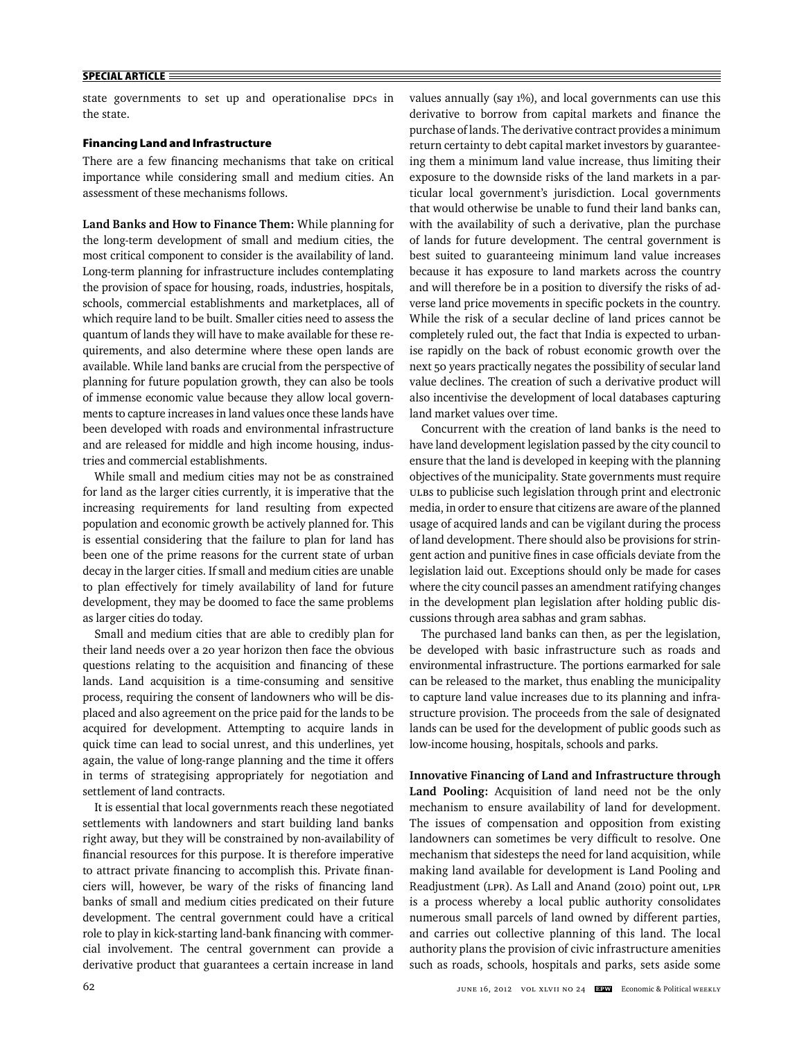state governments to set up and operationalise DPCs in the state.

### Financing Land and Infrastructure

There are a few financing mechanisms that take on critical importance while considering small and medium cities. An assessment of these mechanisms follows.

**Land Banks and How to Finance Them:** While planning for the long-term development of small and medium cities, the most critical component to consider is the availability of land. Long-term planning for infrastructure includes contemplating the provision of space for housing, roads, industries, hospitals, schools, commercial establishments and marketplaces, all of which require land to be built. Smaller cities need to assess the quantum of lands they will have to make available for these requirements, and also determine where these open lands are available. While land banks are crucial from the perspective of planning for future population growth, they can also be tools of immense economic value because they allow local governments to capture increases in land values once these lands have been developed with roads and environmental infrastructure and are released for middle and high income housing, industries and commercial establishments.

While small and medium cities may not be as constrained for land as the larger cities currently, it is imperative that the increasing requirements for land resulting from expected population and economic growth be actively planned for. This is essential considering that the failure to plan for land has been one of the prime reasons for the current state of urban decay in the larger cities. If small and medium cities are unable to plan effectively for timely availability of land for future development, they may be doomed to face the same problems as larger cities do today.

Small and medium cities that are able to credibly plan for their land needs over a 20 year horizon then face the obvious questions relating to the acquisition and financing of these lands. Land acquisition is a time-consuming and sensitive process, requiring the consent of landowners who will be displaced and also agreement on the price paid for the lands to be acquired for development. Attempting to acquire lands in quick time can lead to social unrest, and this underlines, yet again, the value of long-range planning and the time it offers in terms of strategising appropriately for negotiation and settlement of land contracts.

It is essential that local governments reach these negotiated settlements with landowners and start building land banks right away, but they will be constrained by non-availability of financial resources for this purpose. It is therefore imperative to attract private financing to accomplish this. Private financiers will, however, be wary of the risks of financing land banks of small and medium cities predicated on their future development. The central government could have a critical role to play in kick-starting land-bank financing with commercial involvement. The central government can provide a derivative product that guarantees a certain increase in land values annually (say 1%), and local governments can use this derivative to borrow from capital markets and finance the purchase of lands. The derivative contract provides a minimum return certainty to debt capital market investors by guaranteeing them a minimum land value increase, thus limiting their exposure to the downside risks of the land markets in a particular local government's jurisdiction. Local governments that would otherwise be unable to fund their land banks can, with the availability of such a derivative, plan the purchase of lands for future development. The central government is best suited to guaranteeing minimum land value increases because it has exposure to land markets across the country and will therefore be in a position to diversify the risks of adverse land price movements in specific pockets in the country. While the risk of a secular decline of land prices cannot be completely ruled out, the fact that India is expected to urbanise rapidly on the back of robust economic growth over the next 50 years practically negates the possibility of secular land value declines. The creation of such a derivative product will also incentivise the development of local databases capturing land market values over time.

Concurrent with the creation of land banks is the need to have land development legislation passed by the city council to ensure that the land is developed in keeping with the planning objectives of the municipality. State governments must require ULBs to publicise such legislation through print and electronic media, in order to ensure that citizens are aware of the planned usage of acquired lands and can be vigilant during the process of land development. There should also be provisions for stringent action and punitive fines in case officials deviate from the legislation laid out. Exceptions should only be made for cases where the city council passes an amendment ratifying changes in the development plan legislation after holding public discussions through area sabhas and gram sabhas.

The purchased land banks can then, as per the legislation, be developed with basic infrastructure such as roads and environmental infrastructure. The portions earmarked for sale can be released to the market, thus enabling the municipality to capture land value increases due to its planning and infrastructure provision. The proceeds from the sale of designated lands can be used for the development of public goods such as low-income housing, hospitals, schools and parks.

**Innovative Financing of Land and Infrastructure through Land Pooling:** Acquisition of land need not be the only mechanism to ensure availability of land for development. The issues of compensation and opposition from existing landowners can sometimes be very difficult to resolve. One mechanism that sidesteps the need for land acquisition, while making land available for development is Land Pooling and Readjustment (LPR). As Lall and Anand (2010) point out, LPR is a process whereby a local public authority consolidates numerous small parcels of land owned by different parties, and carries out collective planning of this land. The local authority plans the provision of civic infrastructure amenities such as roads, schools, hospitals and parks, sets aside some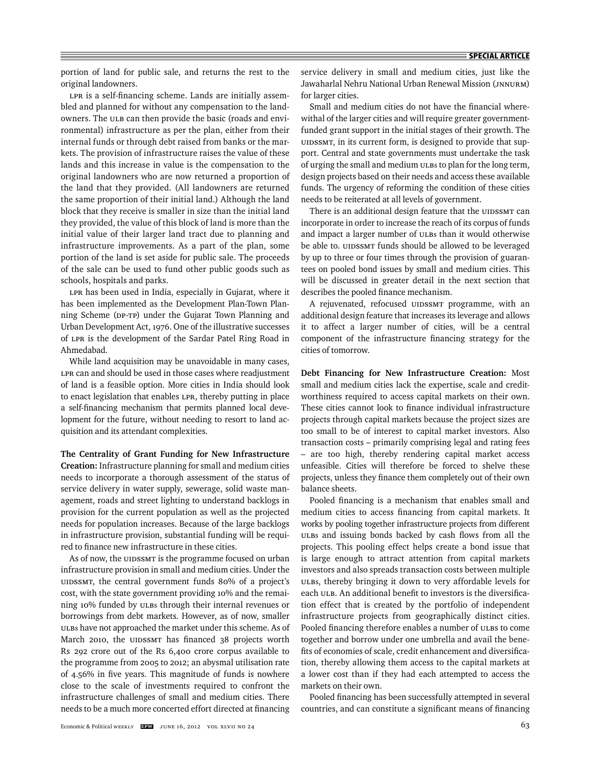portion of land for public sale, and returns the rest to the original landowners.

LPR is a self-financing scheme. Lands are initially assembled and planned for without any compensation to the landowners. The ULB can then provide the basic (roads and environmental) infrastructure as per the plan, either from their internal funds or through debt raised from banks or the markets. The provision of infrastructure raises the value of these lands and this increase in value is the compensation to the original landowners who are now returned a proportion of the land that they provided. (All landowners are returned the same proportion of their initial land.) Although the land block that they receive is smaller in size than the initial land they provided, the value of this block of land is more than the initial value of their larger land tract due to planning and infrastructure improvements. As a part of the plan, some portion of the land is set aside for public sale. The proceeds of the sale can be used to fund other public goods such as schools, hospitals and parks.

LPR has been used in India, especially in Gujarat, where it has been implemented as the Development Plan-Town Planning Scheme (DP-TP) under the Gujarat Town Planning and Urban Development Act, 1976. One of the illustrative successes of LPR is the development of the Sardar Patel Ring Road in Ahmedabad.

While land acquisition may be unavoidable in many cases, LPR can and should be used in those cases where readjustment of land is a feasible option. More cities in India should look to enact legislation that enables LPR, thereby putting in place a self-financing mechanism that permits planned local development for the future, without needing to resort to land acquisition and its attendant complexities.

**The Centrality of Grant Funding for New Infrastructure Creation:** Infrastructure planning for small and medium cities needs to incorporate a thorough assessment of the status of service delivery in water supply, sewerage, solid waste management, roads and street lighting to understand backlogs in provision for the current population as well as the projected needs for population increases. Because of the large backlogs in infrastructure provision, substantial funding will be required to finance new infrastructure in these cities.

As of now, the UIDSSMT is the programme focused on urban infrastructure provision in small and medium cities. Under the UIDSSMT, the central government funds 80% of a project's cost, with the state government providing 10% and the remaining 10% funded by ULBs through their internal revenues or borrowings from debt markets. However, as of now, smaller ULBs have not approached the market under this scheme. As of March 2010, the UIDSSMT has financed 38 projects worth Rs 292 crore out of the Rs 6,400 crore corpus available to the programme from 2005 to 2012; an abysmal utilisation rate of 4.56% in five years. This magnitude of funds is nowhere close to the scale of investments required to confront the infrastructure challenges of small and medium cities. There needs to be a much more concerted effort directed at financing service delivery in small and medium cities, just like the Jawaharlal Nehru National Urban Renewal Mission (JNNURM) for larger cities.

Small and medium cities do not have the financial wherewithal of the larger cities and will require greater government-funded grant support in the initial stages of their growth. The UIDSSMT, in its current form, is designed to provide that support. Central and state governments must undertake the task of urging the small and medium ULBs to plan for the long term, design projects based on their needs and access these available funds. The urgency of reforming the condition of these cities needs to be reiterated at all levels of government.

There is an additional design feature that the UIDSSMT can incorporate in order to increase the reach of its corpus of funds and impact a larger number of ULBs than it would otherwise be able to. UIDSSMT funds should be allowed to be leveraged by up to three or four times through the provision of guarantees on pooled bond issues by small and medium cities. This will be discussed in greater detail in the next section that describes the pooled finance mechanism.

A rejuvenated, refocused UIDSSMT programme, with an additional design feature that increases its leverage and allows it to affect a larger number of cities, will be a central component of the infrastructure financing strategy for the cities of tomorrow.

**Debt Financing for New Infrastructure Creation:** Most small and medium cities lack the expertise, scale and creditworthiness required to access capital markets on their own. These cities cannot look to finance individual infrastructure projects through capital markets because the project sizes are too small to be of interest to capital market investors. Also transaction costs – primarily comprising legal and rating fees – are too high, thereby rendering capital market access unfeasible. Cities will therefore be forced to shelve these projects, unless they finance them completely out of their own balance sheets.

Pooled financing is a mechanism that enables small and medium cities to access financing from capital markets. It works by pooling together infrastructure projects from different ULBs and issuing bonds backed by cash flows from all the projects. This pooling effect helps create a bond issue that is large enough to attract attention from capital markets investors and also spreads transaction costs between multiple ULBs, thereby bringing it down to very affordable levels for each ULB. An additional benefit to investors is the diversification effect that is created by the portfolio of independent infrastructure projects from geographically distinct cities. Pooled financing therefore enables a number of ULBs to come together and borrow under one umbrella and avail the benefits of economies of scale, credit enhancement and diversification, thereby allowing them access to the capital markets at a lower cost than if they had each attempted to access the markets on their own.

Pooled financing has been successfully attempted in several countries, and can constitute a significant means of financing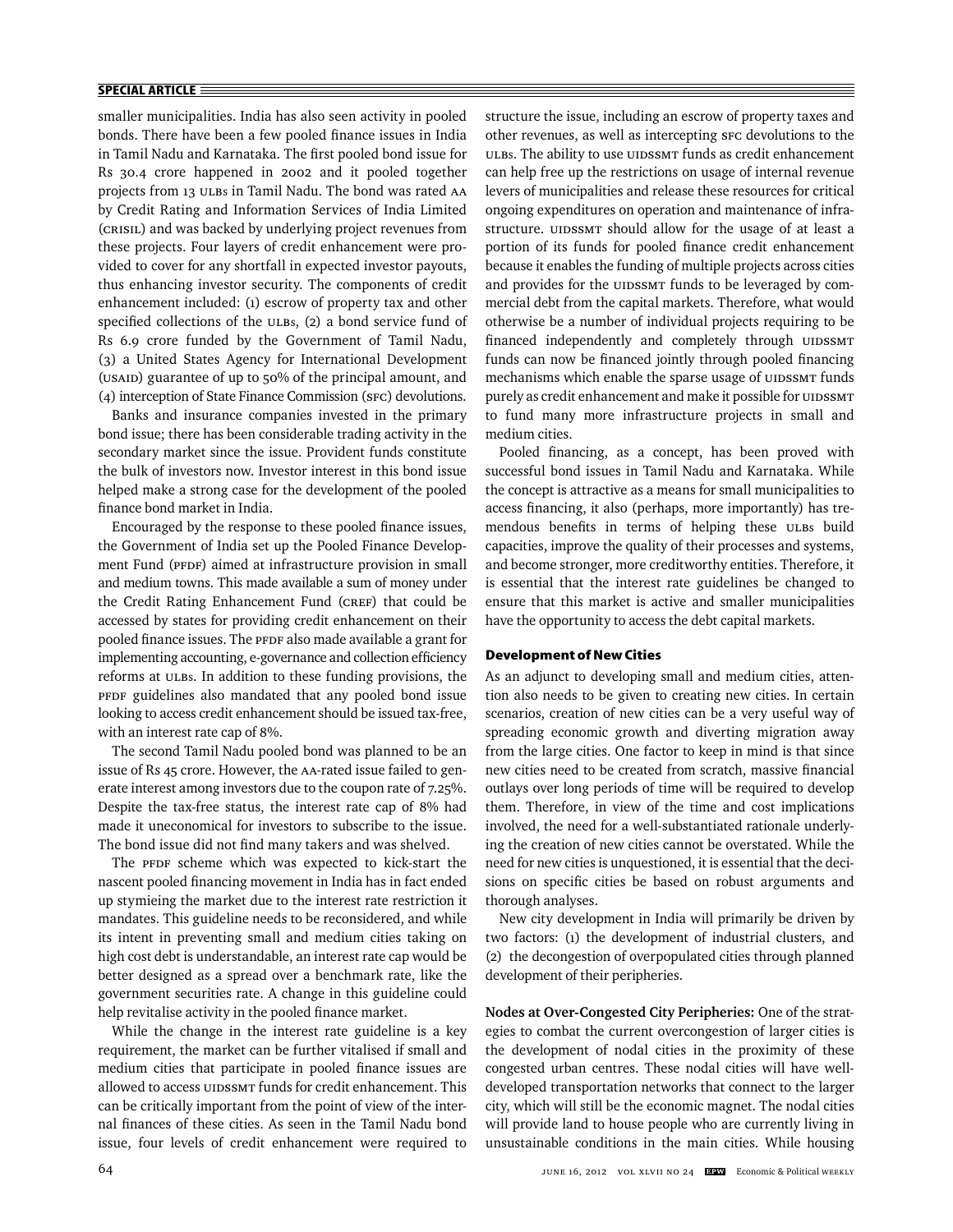smaller municipalities. India has also seen activity in pooled bonds. There have been a few pooled finance issues in India in Tamil Nadu and Karnataka. The first pooled bond issue for Rs 30.4 crore happened in 2002 and it pooled together projects from 13 ULBs in Tamil Nadu. The bond was rated AA by Credit Rating and Information Services of India Limited (CRISIL) and was backed by underlying project revenues from these projects. Four layers of credit enhancement were provided to cover for any shortfall in expected investor payouts, thus enhancing investor security. The components of credit enhancement included: (1) escrow of property tax and other specified collections of the ULBs, (2) a bond service fund of Rs 6.9 crore funded by the Government of Tamil Nadu, (3) a United States Agency for International Development (USAID) guarantee of up to 50% of the principal amount, and (4) interception of State Finance Commission (SFC) devolutions.

Banks and insurance companies invested in the primary bond issue; there has been considerable trading activity in the secondary market since the issue. Provident funds constitute the bulk of investors now. Investor interest in this bond issue helped make a strong case for the development of the pooled finance bond market in India.

Encouraged by the response to these pooled finance issues, the Government of India set up the Pooled Finance Development Fund (PFDF) aimed at infrastructure provision in small and medium towns. This made available a sum of money under the Credit Rating Enhancement Fund (CREF) that could be accessed by states for providing credit enhancement on their pooled finance issues. The PFDF also made available a grant for implementing accounting, e-governance and collection efficiency reforms at ULBs. In addition to these funding provisions, the PFDF guidelines also mandated that any pooled bond issue looking to access credit enhancement should be issued tax-free, with an interest rate cap of 8%.

The second Tamil Nadu pooled bond was planned to be an issue of Rs 45 crore. However, the AA-rated issue failed to generate interest among investors due to the coupon rate of 7.25%. Despite the tax-free status, the interest rate cap of 8% had made it uneconomical for investors to subscribe to the issue. The bond issue did not find many takers and was shelved.

The PFDF scheme which was expected to kick-start the nascent pooled financing movement in India has in fact ended up stymieing the market due to the interest rate restriction it mandates. This guideline needs to be reconsidered, and while its intent in preventing small and medium cities taking on high cost debt is understandable, an interest rate cap would be better designed as a spread over a benchmark rate, like the government securities rate. A change in this guideline could help revitalise activity in the pooled finance market.

While the change in the interest rate guideline is a key requirement, the market can be further vitalised if small and medium cities that participate in pooled finance issues are allowed to access UIDSSMT funds for credit enhancement. This can be critically important from the point of view of the internal finances of these cities. As seen in the Tamil Nadu bond issue, four levels of credit enhancement were required to structure the issue, including an escrow of property taxes and other revenues, as well as intercepting SFC devolutions to the ULBs. The ability to use UIDSSMT funds as credit enhancement can help free up the restrictions on usage of internal revenue levers of municipalities and release these resources for critical ongoing expenditures on operation and maintenance of infrastructure. UIDSSMT should allow for the usage of at least a portion of its funds for pooled finance credit enhancement because it enables the funding of multiple projects across cities and provides for the UIDSSMT funds to be leveraged by commercial debt from the capital markets. Therefore, what would otherwise be a number of individual projects requiring to be financed independently and completely through UIDSSMT funds can now be financed jointly through pooled financing mechanisms which enable the sparse usage of UIDSSMT funds purely as credit enhancement and make it possible for UIDSSMT to fund many more infrastructure projects in small and medium cities.

Pooled financing, as a concept, has been proved with successful bond issues in Tamil Nadu and Karnataka. While the concept is attractive as a means for small municipalities to access financing, it also (perhaps, more importantly) has tremendous benefits in terms of helping these ULBs build capacities, improve the quality of their processes and systems, and become stronger, more creditworthy entities. Therefore, it is essential that the interest rate guidelines be changed to ensure that this market is active and smaller municipalities have the opportunity to access the debt capital markets.

### Development of New Cities

As an adjunct to developing small and medium cities, attention also needs to be given to creating new cities. In certain scenarios, creation of new cities can be a very useful way of spreading economic growth and diverting migration away from the large cities. One factor to keep in mind is that since new cities need to be created from scratch, massive financial outlays over long periods of time will be required to develop them. Therefore, in view of the time and cost implications involved, the need for a well-substantiated rationale underlying the creation of new cities cannot be overstated. While the need for new cities is unquestioned, it is essential that the decisions on specific cities be based on robust arguments and thorough analyses.

New city development in India will primarily be driven by two factors: (1) the development of industrial clusters, and (2) the decongestion of overpopulated cities through planned development of their peripheries.

**Nodes at Over-Congested City Peripheries:** One of the strategies to combat the current overcongestion of larger cities is the development of nodal cities in the proximity of these congested urban centres. These nodal cities will have well-developed transportation networks that connect to the larger city, which will still be the economic magnet. The nodal cities will provide land to house people who are currently living in unsustainable conditions in the main cities. While housing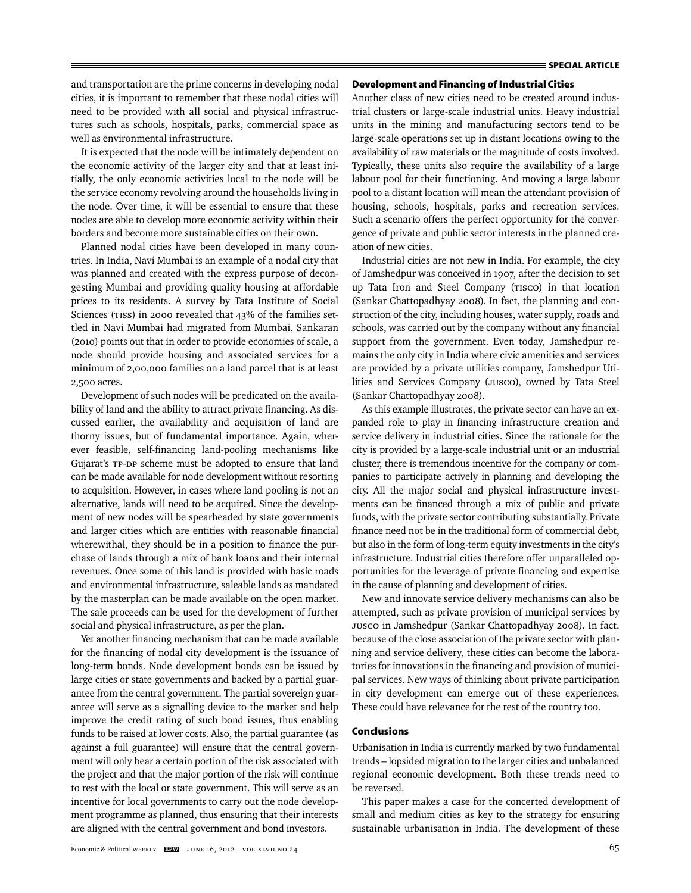and transportation are the prime concerns in developing nodal cities, it is important to remember that these nodal cities will need to be provided with all social and physical infrastructures such as schools, hospitals, parks, commercial space as well as environmental infrastructure.

It is expected that the node will be intimately dependent on the economic activity of the larger city and that at least initially, the only economic activities local to the node will be the service economy revolving around the households living in the node. Over time, it will be essential to ensure that these nodes are able to develop more economic activity within their borders and become more sustainable cities on their own.

Planned nodal cities have been developed in many countries. In India, Navi Mumbai is an example of a nodal city that was planned and created with the express purpose of decongesting Mumbai and providing quality housing at affordable prices to its residents. A survey by Tata Institute of Social Sciences (TISS) in 2000 revealed that 43% of the families settled in Navi Mumbai had migrated from Mumbai. Sankaran (2010) points out that in order to provide economies of scale, a node should provide housing and associated services for a minimum of 2,00,000 families on a land parcel that is at least 2,500 acres.

Development of such nodes will be predicated on the availability of land and the ability to attract private financing. As discussed earlier, the availability and acquisition of land are thorny issues, but of fundamental importance. Again, wherever feasible, self-financing land-pooling mechanisms like Gujarat's TP-DP scheme must be adopted to ensure that land can be made available for node development without resorting to acquisition. However, in cases where land pooling is not an alternative, lands will need to be acquired. Since the development of new nodes will be spearheaded by state governments and larger cities which are entities with reasonable financial wherewithal, they should be in a position to finance the purchase of lands through a mix of bank loans and their internal revenues. Once some of this land is provided with basic roads and environmental infrastructure, saleable lands as mandated by the masterplan can be made available on the open market. The sale proceeds can be used for the development of further social and physical infrastructure, as per the plan.

Yet another financing mechanism that can be made available for the financing of nodal city development is the issuance of long-term bonds. Node development bonds can be issued by large cities or state governments and backed by a partial guarantee from the central government. The partial sovereign guarantee will serve as a signalling device to the market and help improve the credit rating of such bond issues, thus enabling funds to be raised at lower costs. Also, the partial guarantee (as against a full guarantee) will ensure that the central government will only bear a certain portion of the risk associated with the project and that the major portion of the risk will continue to rest with the local or state government. This will serve as an incentive for local governments to carry out the node development programme as planned, thus ensuring that their interests are aligned with the central government and bond investors.

### Development and Financing of Industrial Cities

Another class of new cities need to be created around industrial clusters or large-scale industrial units. Heavy industrial units in the mining and manufacturing sectors tend to be large-scale operations set up in distant locations owing to the availability of raw materials or the magnitude of costs involved. Typically, these units also require the availability of a large labour pool for their functioning. And moving a large labour pool to a distant location will mean the attendant provision of housing, schools, hospitals, parks and recreation services. Such a scenario offers the perfect opportunity for the convergence of private and public sector interests in the planned creation of new cities.

Industrial cities are not new in India. For example, the city of Jamshedpur was conceived in 1907, after the decision to set up Tata Iron and Steel Company (TISCO) in that location (Sankar Chattopadhyay 2008). In fact, the planning and construction of the city, including houses, water supply, roads and schools, was carried out by the company without any financial support from the government. Even today, Jamshedpur remains the only city in India where civic amenities and services are provided by a private utilities company, Jamshedpur Utilities and Services Company (JUSCO), owned by Tata Steel (Sankar Chattopadhyay 2008).

As this example illustrates, the private sector can have an expanded role to play in financing infrastructure creation and service delivery in industrial cities. Since the rationale for the city is provided by a large-scale industrial unit or an industrial cluster, there is tremendous incentive for the company or companies to participate actively in planning and developing the city. All the major social and physical infrastructure investments can be financed through a mix of public and private funds, with the private sector contributing substantially. Private finance need not be in the traditional form of commercial debt, but also in the form of long-term equity investments in the city's infrastructure. Industrial cities therefore offer unparalleled opportunities for the leverage of private financing and expertise in the cause of planning and development of cities.

New and innovate service delivery mechanisms can also be attempted, such as private provision of municipal services by JUSCO in Jamshedpur (Sankar Chattopadhyay 2008). In fact, because of the close association of the private sector with planning and service delivery, these cities can become the laboratories for innovations in the financing and provision of municipal services. New ways of thinking about private participation in city development can emerge out of these experiences. These could have relevance for the rest of the country too.

### Conclusions

Urbanisation in India is currently marked by two fundamental trends – lopsided migration to the larger cities and unbalanced regional economic development. Both these trends need to be reversed.

This paper makes a case for the concerted development of small and medium cities as key to the strategy for ensuring sustainable urbanisation in India. The development of these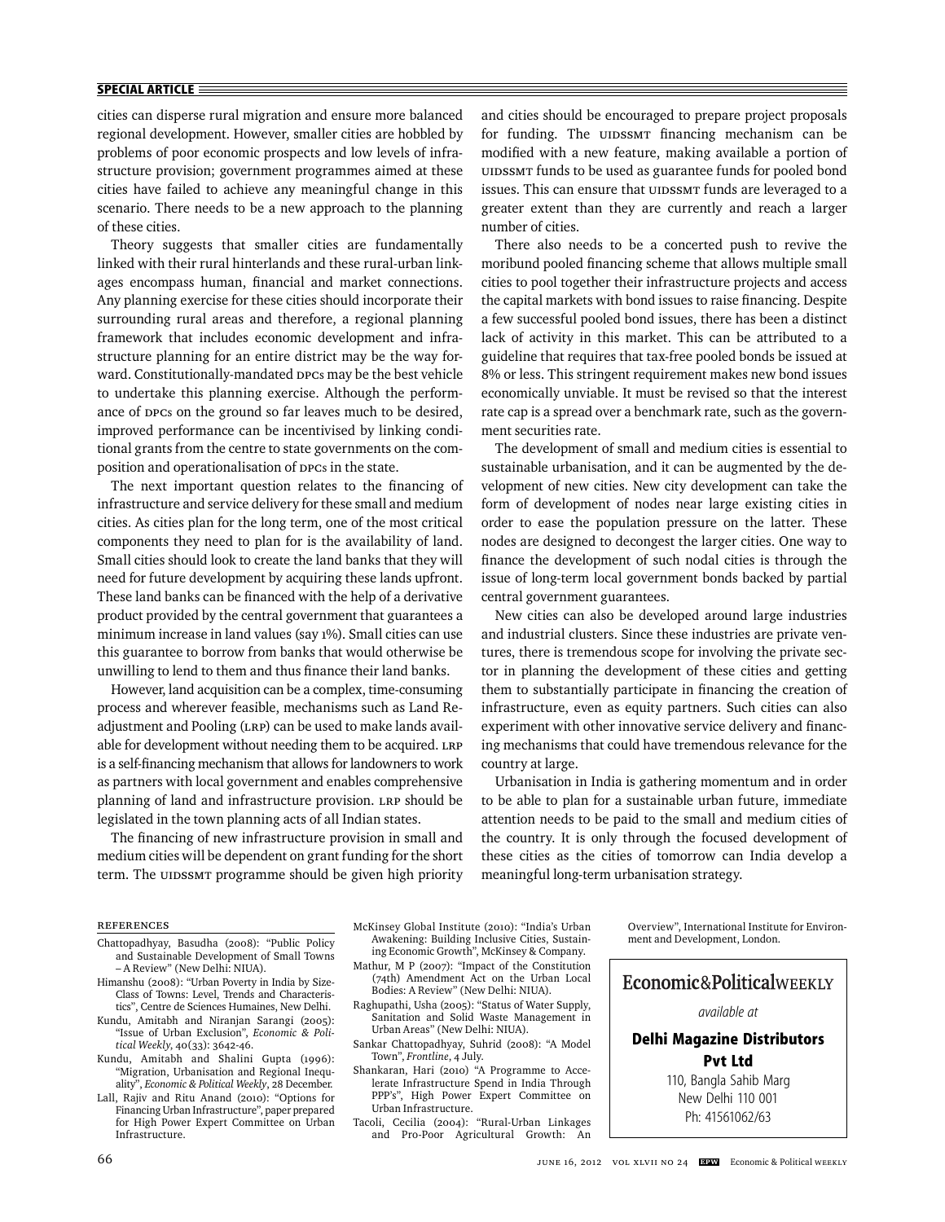cities can disperse rural migration and ensure more balanced regional development. However, smaller cities are hobbled by problems of poor economic prospects and low levels of infrastructure provision; government programmes aimed at these cities have failed to achieve any meaningful change in this scenario. There needs to be a new approach to the planning of these cities.

Theory suggests that smaller cities are fundamentally linked with their rural hinterlands and these rural-urban linkages encompass human, financial and market connections. Any planning exercise for these cities should incorporate their surrounding rural areas and therefore, a regional planning framework that includes economic development and infrastructure planning for an entire district may be the way forward. Constitutionally-mandated DPCs may be the best vehicle to undertake this planning exercise. Although the performance of DPCs on the ground so far leaves much to be desired, improved performance can be incentivised by linking conditional grants from the centre to state governments on the composition and operationalisation of DPCs in the state.

The next important question relates to the financing of infrastructure and service delivery for these small and medium cities. As cities plan for the long term, one of the most critical components they need to plan for is the availability of land. Small cities should look to create the land banks that they will need for future development by acquiring these lands upfront. These land banks can be financed with the help of a derivative product provided by the central government that guarantees a minimum increase in land values (say 1%). Small cities can use this guarantee to borrow from banks that would otherwise be unwilling to lend to them and thus finance their land banks.

However, land acquisition can be a complex, time-consuming process and wherever feasible, mechanisms such as Land Readjustment and Pooling (LRP) can be used to make lands available for development without needing them to be acquired. LRP is a self-financing mechanism that allows for landowners to work as partners with local government and enables comprehensive planning of land and infrastructure provision. LRP should be legislated in the town planning acts of all Indian states.

The financing of new infrastructure provision in small and medium cities will be dependent on grant funding for the short term. The UIDSSMT programme should be given high priority and cities should be encouraged to prepare project proposals for funding. The UIDSSMT financing mechanism can be modified with a new feature, making available a portion of UIDSSMT funds to be used as guarantee funds for pooled bond issues. This can ensure that UIDSSMT funds are leveraged to a greater extent than they are currently and reach a larger number of cities.

There also needs to be a concerted push to revive the moribund pooled financing scheme that allows multiple small cities to pool together their infrastructure projects and access the capital markets with bond issues to raise financing. Despite a few successful pooled bond issues, there has been a distinct lack of activity in this market. This can be attributed to a guideline that requires that tax-free pooled bonds be issued at 8% or less. This stringent requirement makes new bond issues economically unviable. It must be revised so that the interest rate cap is a spread over a benchmark rate, such as the government securities rate.

The development of small and medium cities is essential to sustainable urbanisation, and it can be augmented by the development of new cities. New city development can take the form of development of nodes near large existing cities in order to ease the population pressure on the latter. These nodes are designed to decongest the larger cities. One way to finance the development of such nodal cities is through the issue of long-term local government bonds backed by partial central government guarantees.

New cities can also be developed around large industries and industrial clusters. Since these industries are private ventures, there is tremendous scope for involving the private sector in planning the development of these cities and getting them to substantially participate in financing the creation of infrastructure, even as equity partners. Such cities can also experiment with other innovative service delivery and financing mechanisms that could have tremendous relevance for the country at large.

Urbanisation in India is gathering momentum and in order to be able to plan for a sustainable urban future, immediate attention needs to be paid to the small and medium cities of the country. It is only through the focused development of these cities as the cities of tomorrow can India develop a meaningful long-term urbanisation strategy.

## References

Chattopadhyay, Basudha (2008): "Public Policy and Sustainable Development of Small Towns – A Review" (New Delhi: NIUA).

Himanshu (2008): "Urban Poverty in India by Size-Class of Towns: Level, Trends and Characteristics", Centre de Sciences Humaines, New Delhi.

Kundu, Amitabh and Niranjan Sarangi (2005): "Issue of Urban Exclusion", *Economic & Political Weekly*, 40(33): 3642-46.

Kundu, Amitabh and Shalini Gupta (1996): "Migration, Urbanisation and Regional Inequality", *Economic & Political Weekly*, 28 December.

Lall, Rajiv and Ritu Anand (2010): "Options for Financing Urban Infrastructure", paper prepared for High Power Expert Committee on Urban Infrastructure.

McKinsey Global Institute (2010): "India's Urban Awakening: Building Inclusive Cities, Sustaining Economic Growth", McKinsey & Company.

Mathur, M P (2007): "Impact of the Constitution (74th) Amendment Act on the Urban Local Bodies: A Review" (New Delhi: NIUA).

Raghupathi, Usha (2005): "Status of Water Supply, Sanitation and Solid Waste Management in Urban Areas" (New Delhi: NIUA).

Sankar Chattopadhyay, Suhrid (2008): "A Model Town", *Frontline*, 4 July.

Shankaran, Hari (2010) "A Programme to Accelerate Infrastructure Spend in India Through PPP's", High Power Expert Committee on Urban Infrastructure.

Tacoli, Cecilia (2004): "Rural-Urban Linkages and Pro-Poor Agricultural Growth: An Overview", International Institute for Environment and Development, London.

**Economic&Political WEEKLY**

*available at*

**Delhi Magazine Distributors Pvt Ltd**

110, Bangla Sahib Marg
New Delhi 110 001
Ph: 41561062/63